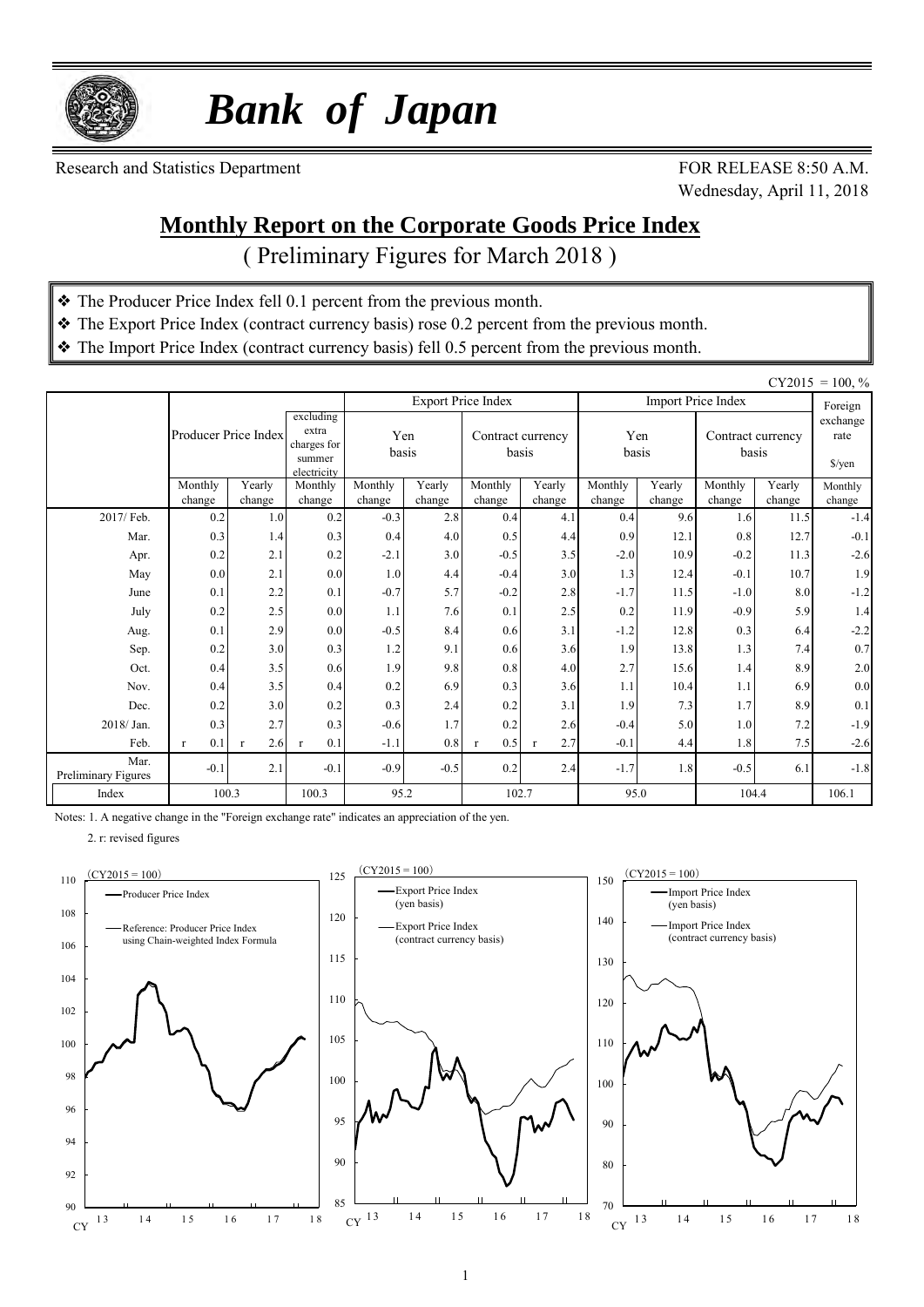# *Bank of Japan*

Research and Statistics Department

FOR RELEASE 8:50 A.M.
Wednesday, April 11, 2018

## Monthly Report on the Corporate Goods Price Index

( Preliminary Figures for March 2018 )

- ❖ The Producer Price Index fell 0.1 percent from the previous month.
- ❖ The Export Price Index (contract currency basis) rose 0.2 percent from the previous month.
- ❖ The Import Price Index (contract currency basis) fell 0.5 percent from the previous month.

CY2015 = 100, %

| | Producer Price Index | | excluding extra charges for summer electricity | Export Price Index | | | | Import Price Index | | | | Foreign exchange rate |
|---|---|---|---|---|---|---|---|---|---|---|---|---|
| | | | | Yen basis | | Contract currency basis | | Yen basis | | Contract currency basis | | $/yen |
| | Monthly change | Yearly change | Monthly change | Monthly change | Yearly change | Monthly change | Yearly change | Monthly change | Yearly change | Monthly change | Yearly change | Monthly change |
| 2017/ Feb. | 0.2 | 1.0 | 0.2 | -0.3 | 2.8 | 0.4 | 4.1 | 0.4 | 9.6 | 1.6 | 11.5 | -1.4 |
| Mar. | 0.3 | 1.4 | 0.3 | 0.4 | 4.0 | 0.5 | 4.4 | 0.9 | 12.1 | 0.8 | 12.7 | -0.1 |
| Apr. | 0.2 | 2.1 | 0.2 | -2.1 | 3.0 | -0.5 | 3.5 | -2.0 | 10.9 | -0.2 | 11.3 | -2.6 |
| May | 0.0 | 2.1 | 0.0 | 1.0 | 4.4 | -0.4 | 3.0 | 1.3 | 12.4 | -0.1 | 10.7 | 1.9 |
| June | 0.1 | 2.2 | 0.1 | -0.7 | 5.7 | -0.2 | 2.8 | -1.7 | 11.5 | -1.0 | 8.0 | -1.2 |
| July | 0.2 | 2.5 | 0.0 | 1.1 | 7.6 | 0.1 | 2.5 | 0.2 | 11.9 | -0.9 | 5.9 | 1.4 |
| Aug. | 0.1 | 2.9 | 0.0 | -0.5 | 8.4 | 0.6 | 3.1 | -1.2 | 12.8 | 0.3 | 6.4 | -2.2 |
| Sep. | 0.2 | 3.0 | 0.3 | 1.2 | 9.1 | 0.6 | 3.6 | 1.9 | 13.8 | 1.3 | 7.4 | 0.7 |
| Oct. | 0.4 | 3.5 | 0.6 | 1.9 | 9.8 | 0.8 | 4.0 | 2.7 | 15.6 | 1.4 | 8.9 | 2.0 |
| Nov. | 0.4 | 3.5 | 0.4 | 0.2 | 6.9 | 0.3 | 3.6 | 1.1 | 10.4 | 1.1 | 6.9 | 0.0 |
| Dec. | 0.2 | 3.0 | 0.2 | 0.3 | 2.4 | 0.2 | 3.1 | 1.9 | 7.3 | 1.7 | 8.9 | 0.1 |
| 2018/ Jan. | 0.3 | 2.7 | 0.3 | -0.6 | 1.7 | 0.2 | 2.6 | -0.4 | 5.0 | 1.0 | 7.2 | -1.9 |
| Feb. | r 0.1 | r 2.6 | r 0.1 | -1.1 | 0.8 | r 0.5 | r 2.7 | -0.1 | 4.4 | 1.8 | 7.5 | -2.6 |
| Mar. Preliminary Figures | -0.1 | 2.1 | -0.1 | -0.9 | -0.5 | 0.2 | 2.4 | -1.7 | 1.8 | -0.5 | 6.1 | -1.8 |
| Index | 100.3 | | 100.3 | 95.2 | | 102.7 | | 95.0 | | 104.4 | | 106.1 |

Notes: 1. A negative change in the "Foreign exchange rate" indicates an appreciation of the yen.

2. r: revised figures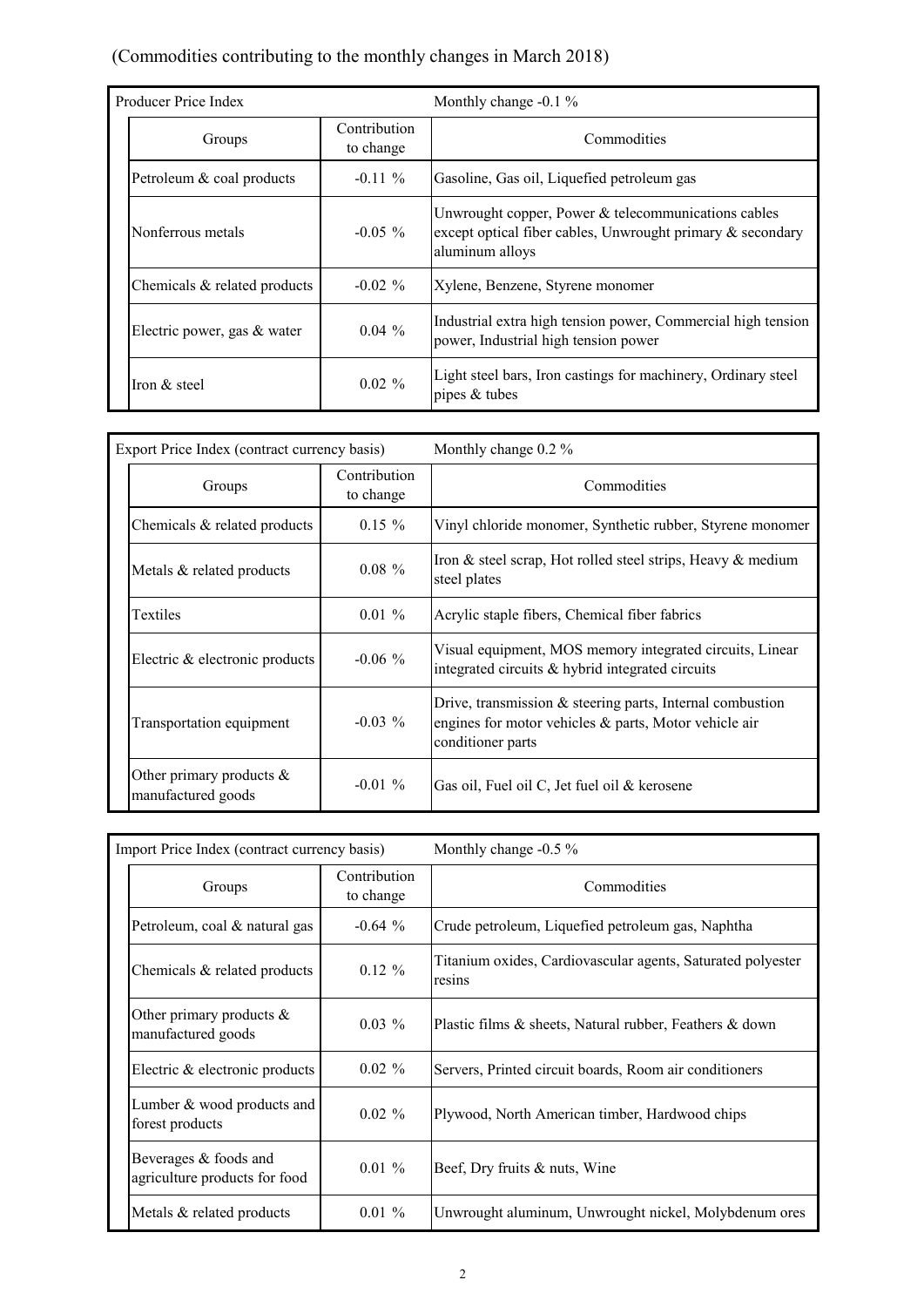(Commodities contributing to the monthly changes in March 2018)

| Producer Price Index | | Monthly change -0.1 % |
|---|---|---|
| Groups | Contribution to change | Commodities |
| Petroleum & coal products | -0.11 % | Gasoline, Gas oil, Liquefied petroleum gas |
| Nonferrous metals | -0.05 % | Unwrought copper, Power & telecommunications cables except optical fiber cables, Unwrought primary & secondary aluminum alloys |
| Chemicals & related products | -0.02 % | Xylene, Benzene, Styrene monomer |
| Electric power, gas & water | 0.04 % | Industrial extra high tension power, Commercial high tension power, Industrial high tension power |
| Iron & steel | 0.02 % | Light steel bars, Iron castings for machinery, Ordinary steel pipes & tubes |

| Export Price Index (contract currency basis) | | Monthly change 0.2 % |
|---|---|---|
| Groups | Contribution to change | Commodities |
| Chemicals & related products | 0.15 % | Vinyl chloride monomer, Synthetic rubber, Styrene monomer |
| Metals & related products | 0.08 % | Iron & steel scrap, Hot rolled steel strips, Heavy & medium steel plates |
| Textiles | 0.01 % | Acrylic staple fibers, Chemical fiber fabrics |
| Electric & electronic products | -0.06 % | Visual equipment, MOS memory integrated circuits, Linear integrated circuits & hybrid integrated circuits |
| Transportation equipment | -0.03 % | Drive, transmission & steering parts, Internal combustion engines for motor vehicles & parts, Motor vehicle air conditioner parts |
| Other primary products & manufactured goods | -0.01 % | Gas oil, Fuel oil C, Jet fuel oil & kerosene |

| Import Price Index (contract currency basis) | | Monthly change -0.5 % |
|---|---|---|
| Groups | Contribution to change | Commodities |
| Petroleum, coal & natural gas | -0.64 % | Crude petroleum, Liquefied petroleum gas, Naphtha |
| Chemicals & related products | 0.12 % | Titanium oxides, Cardiovascular agents, Saturated polyester resins |
| Other primary products & manufactured goods | 0.03 % | Plastic films & sheets, Natural rubber, Feathers & down |
| Electric & electronic products | 0.02 % | Servers, Printed circuit boards, Room air conditioners |
| Lumber & wood products and forest products | 0.02 % | Plywood, North American timber, Hardwood chips |
| Beverages & foods and agriculture products for food | 0.01 % | Beef, Dry fruits & nuts, Wine |
| Metals & related products | 0.01 % | Unwrought aluminum, Unwrought nickel, Molybdenum ores |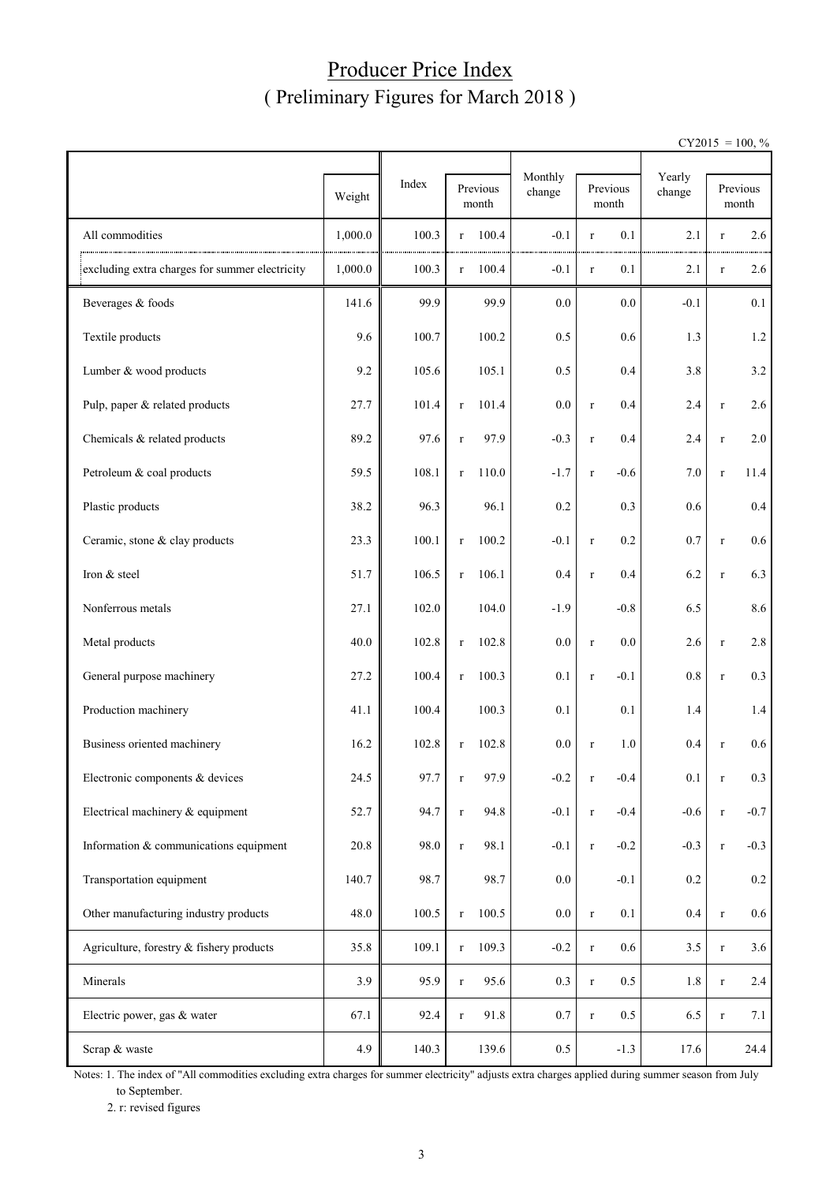# Producer Price Index
## ( Preliminary Figures for March 2018 )

CY2015 = 100, %

| | Weight | Index | Previous month | Monthly change | Previous month | Yearly change | Previous month |
|---|---|---|---|---|---|---|---|
| All commodities | 1,000.0 | 100.3 | r 100.4 | -0.1 | r 0.1 | 2.1 | r 2.6 |
| excluding extra charges for summer electricity | 1,000.0 | 100.3 | r 100.4 | -0.1 | r 0.1 | 2.1 | r 2.6 |
| Beverages & foods | 141.6 | 99.9 | 99.9 | 0.0 | 0.0 | -0.1 | 0.1 |
| Textile products | 9.6 | 100.7 | 100.2 | 0.5 | 0.6 | 1.3 | 1.2 |
| Lumber & wood products | 9.2 | 105.6 | 105.1 | 0.5 | 0.4 | 3.8 | 3.2 |
| Pulp, paper & related products | 27.7 | 101.4 | r 101.4 | 0.0 | r 0.4 | 2.4 | r 2.6 |
| Chemicals & related products | 89.2 | 97.6 | r 97.9 | -0.3 | r 0.4 | 2.4 | r 2.0 |
| Petroleum & coal products | 59.5 | 108.1 | r 110.0 | -1.7 | r -0.6 | 7.0 | r 11.4 |
| Plastic products | 38.2 | 96.3 | 96.1 | 0.2 | 0.3 | 0.6 | 0.4 |
| Ceramic, stone & clay products | 23.3 | 100.1 | r 100.2 | -0.1 | r 0.2 | 0.7 | r 0.6 |
| Iron & steel | 51.7 | 106.5 | r 106.1 | 0.4 | r 0.4 | 6.2 | r 6.3 |
| Nonferrous metals | 27.1 | 102.0 | 104.0 | -1.9 | -0.8 | 6.5 | 8.6 |
| Metal products | 40.0 | 102.8 | r 102.8 | 0.0 | r 0.0 | 2.6 | r 2.8 |
| General purpose machinery | 27.2 | 100.4 | r 100.3 | 0.1 | r -0.1 | 0.8 | r 0.3 |
| Production machinery | 41.1 | 100.4 | 100.3 | 0.1 | 0.1 | 1.4 | 1.4 |
| Business oriented machinery | 16.2 | 102.8 | r 102.8 | 0.0 | r 1.0 | 0.4 | r 0.6 |
| Electronic components & devices | 24.5 | 97.7 | r 97.9 | -0.2 | r -0.4 | 0.1 | r 0.3 |
| Electrical machinery & equipment | 52.7 | 94.7 | r 94.8 | -0.1 | r -0.4 | -0.6 | r -0.7 |
| Information & communications equipment | 20.8 | 98.0 | r 98.1 | -0.1 | r -0.2 | -0.3 | r -0.3 |
| Transportation equipment | 140.7 | 98.7 | 98.7 | 0.0 | -0.1 | 0.2 | 0.2 |
| Other manufacturing industry products | 48.0 | 100.5 | r 100.5 | 0.0 | r 0.1 | 0.4 | r 0.6 |
| Agriculture, forestry & fishery products | 35.8 | 109.1 | r 109.3 | -0.2 | r 0.6 | 3.5 | r 3.6 |
| Minerals | 3.9 | 95.9 | r 95.6 | 0.3 | r 0.5 | 1.8 | r 2.4 |
| Electric power, gas & water | 67.1 | 92.4 | r 91.8 | 0.7 | r 0.5 | 6.5 | r 7.1 |
| Scrap & waste | 4.9 | 140.3 | 139.6 | 0.5 | -1.3 | 17.6 | 24.4 |

Notes: 1. The index of "All commodities excluding extra charges for summer electricity" adjusts extra charges applied during summer season from July to September.

2. r: revised figures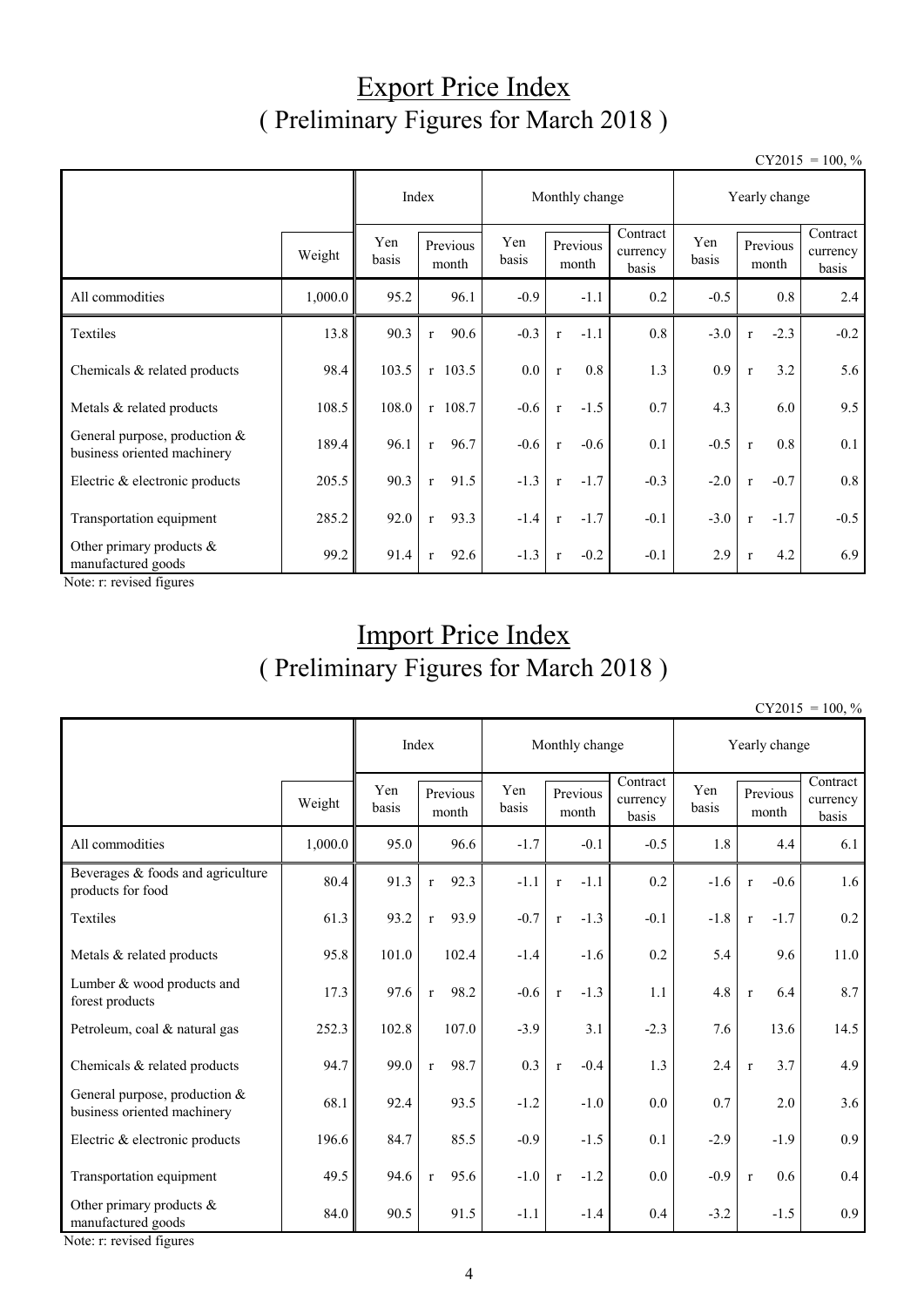# Export Price Index
## ( Preliminary Figures for March 2018 )

CY2015 = 100, %

| | Weight | Index | | Monthly change | | | Yearly change | | |
|---|---|---|---|---|---|---|---|---|---|
| | | Yen basis | Previous month | Yen basis | Previous month | Contract currency basis | Yen basis | Previous month | Contract currency basis |
| All commodities | 1,000.0 | 95.2 | 96.1 | -0.9 | -1.1 | 0.2 | -0.5 | 0.8 | 2.4 |
| Textiles | 13.8 | 90.3 | r 90.6 | -0.3 | r -1.1 | 0.8 | -3.0 | r -2.3 | -0.2 |
| Chemicals & related products | 98.4 | 103.5 | r 103.5 | 0.0 | r 0.8 | 1.3 | 0.9 | r 3.2 | 5.6 |
| Metals & related products | 108.5 | 108.0 | r 108.7 | -0.6 | r -1.5 | 0.7 | 4.3 | 6.0 | 9.5 |
| General purpose, production & business oriented machinery | 189.4 | 96.1 | r 96.7 | -0.6 | r -0.6 | 0.1 | -0.5 | r 0.8 | 0.1 |
| Electric & electronic products | 205.5 | 90.3 | r 91.5 | -1.3 | r -1.7 | -0.3 | -2.0 | r -0.7 | 0.8 |
| Transportation equipment | 285.2 | 92.0 | r 93.3 | -1.4 | r -1.7 | -0.1 | -3.0 | r -1.7 | -0.5 |
| Other primary products & manufactured goods | 99.2 | 91.4 | r 92.6 | -1.3 | r -0.2 | -0.1 | 2.9 | r 4.2 | 6.9 |

Note: r: revised figures

# Import Price Index
## ( Preliminary Figures for March 2018 )

CY2015 = 100, %

| | Weight | Index | | Monthly change | | | Yearly change | | |
|---|---|---|---|---|---|---|---|---|---|
| | | Yen basis | Previous month | Yen basis | Previous month | Contract currency basis | Yen basis | Previous month | Contract currency basis |
| All commodities | 1,000.0 | 95.0 | 96.6 | -1.7 | -0.1 | -0.5 | 1.8 | 4.4 | 6.1 |
| Beverages & foods and agriculture products for food | 80.4 | 91.3 | r 92.3 | -1.1 | r -1.1 | 0.2 | -1.6 | r -0.6 | 1.6 |
| Textiles | 61.3 | 93.2 | r 93.9 | -0.7 | r -1.3 | -0.1 | -1.8 | r -1.7 | 0.2 |
| Metals & related products | 95.8 | 101.0 | 102.4 | -1.4 | -1.6 | 0.2 | 5.4 | 9.6 | 11.0 |
| Lumber & wood products and forest products | 17.3 | 97.6 | r 98.2 | -0.6 | r -1.3 | 1.1 | 4.8 | r 6.4 | 8.7 |
| Petroleum, coal & natural gas | 252.3 | 102.8 | 107.0 | -3.9 | 3.1 | -2.3 | 7.6 | 13.6 | 14.5 |
| Chemicals & related products | 94.7 | 99.0 | r 98.7 | 0.3 | r -0.4 | 1.3 | 2.4 | r 3.7 | 4.9 |
| General purpose, production & business oriented machinery | 68.1 | 92.4 | 93.5 | -1.2 | -1.0 | 0.0 | 0.7 | 2.0 | 3.6 |
| Electric & electronic products | 196.6 | 84.7 | 85.5 | -0.9 | -1.5 | 0.1 | -2.9 | -1.9 | 0.9 |
| Transportation equipment | 49.5 | 94.6 | r 95.6 | -1.0 | r -1.2 | 0.0 | -0.9 | r 0.6 | 0.4 |
| Other primary products & manufactured goods | 84.0 | 90.5 | 91.5 | -1.1 | -1.4 | 0.4 | -3.2 | -1.5 | 0.9 |

Note: r: revised figures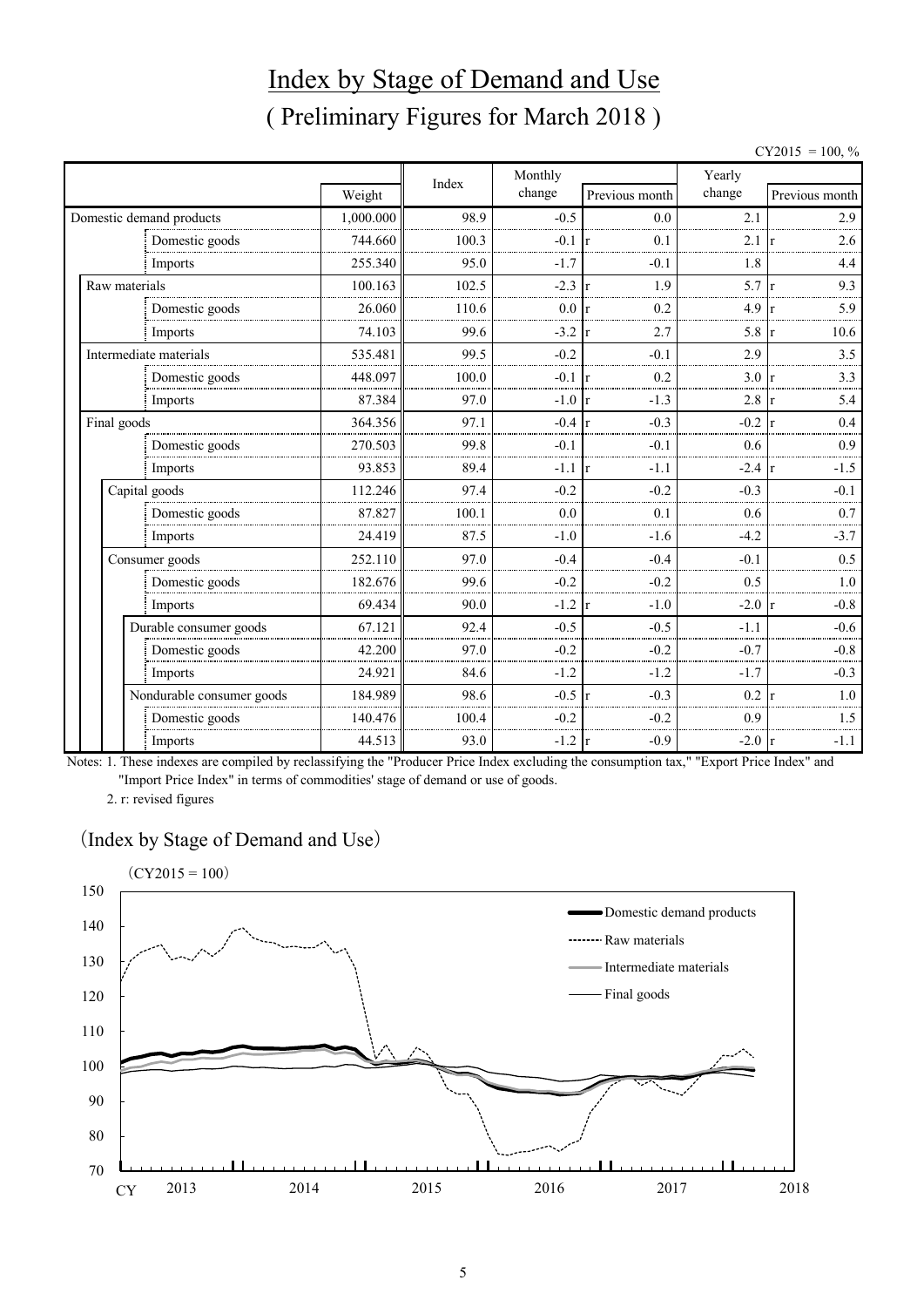# Index by Stage of Demand and Use

## ( Preliminary Figures for March 2018 )

CY2015 = 100, %

| | Weight | Index | Monthly change | Previous month | Yearly change | Previous month |
|---|---|---|---|---|---|---|
| Domestic demand products | 1,000.000 | 98.9 | -0.5 | 0.0 | 2.1 | 2.9 |
| Domestic goods | 744.660 | 100.3 | -0.1 | r 0.1 | 2.1 | r 2.6 |
| Imports | 255.340 | 95.0 | -1.7 | -0.1 | 1.8 | 4.4 |
| Raw materials | 100.163 | 102.5 | -2.3 | r 1.9 | 5.7 | r 9.3 |
| Domestic goods | 26.060 | 110.6 | 0.0 | r 0.2 | 4.9 | r 5.9 |
| Imports | 74.103 | 99.6 | -3.2 | r 2.7 | 5.8 | r 10.6 |
| Intermediate materials | 535.481 | 99.5 | -0.2 | -0.1 | 2.9 | 3.5 |
| Domestic goods | 448.097 | 100.0 | -0.1 | r 0.2 | 3.0 | r 3.3 |
| Imports | 87.384 | 97.0 | -1.0 | r -1.3 | 2.8 | r 5.4 |
| Final goods | 364.356 | 97.1 | -0.4 | r -0.3 | -0.2 | r 0.4 |
| Domestic goods | 270.503 | 99.8 | -0.1 | -0.1 | 0.6 | 0.9 |
| Imports | 93.853 | 89.4 | -1.1 | r -1.1 | -2.4 | r -1.5 |
| Capital goods | 112.246 | 97.4 | -0.2 | -0.2 | -0.3 | -0.1 |
| Domestic goods | 87.827 | 100.1 | 0.0 | 0.1 | 0.6 | 0.7 |
| Imports | 24.419 | 87.5 | -1.0 | -1.6 | -4.2 | -3.7 |
| Consumer goods | 252.110 | 97.0 | -0.4 | -0.4 | -0.1 | 0.5 |
| Domestic goods | 182.676 | 99.6 | -0.2 | -0.2 | 0.5 | 1.0 |
| Imports | 69.434 | 90.0 | -1.2 | r -1.0 | -2.0 | r -0.8 |
| Durable consumer goods | 67.121 | 92.4 | -0.5 | -0.5 | -1.1 | -0.6 |
| Domestic goods | 42.200 | 97.0 | -0.2 | -0.2 | -0.7 | -0.8 |
| Imports | 24.921 | 84.6 | -1.2 | -1.2 | -1.7 | -0.3 |
| Nondurable consumer goods | 184.989 | 98.6 | -0.5 | r -0.3 | 0.2 | r 1.0 |
| Domestic goods | 140.476 | 100.4 | -0.2 | -0.2 | 0.9 | 1.5 |
| Imports | 44.513 | 93.0 | -1.2 | r -0.9 | -2.0 | r -1.1 |

Notes: 1. These indexes are compiled by reclassifying the "Producer Price Index excluding the consumption tax," "Export Price Index" and "Import Price Index" in terms of commodities' stage of demand or use of goods.

2. r: revised figures

(Index by Stage of Demand and Use)

(CY2015 = 100)

Legend: Domestic demand products; Raw materials; Intermediate materials; Final goods

CY 2013 2014 2015 2016 2017 2018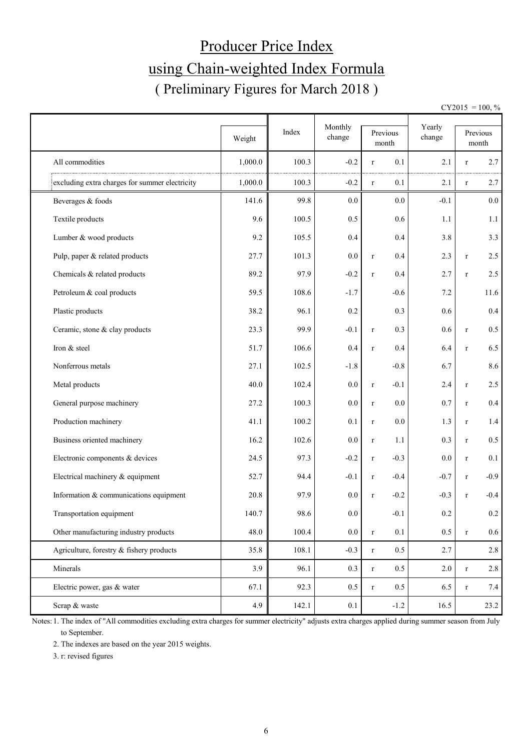# Producer Price Index

# using Chain-weighted Index Formula

## ( Preliminary Figures for March 2018 )

CY2015 = 100, %

| | Weight | Index | Monthly change | Previous month | Yearly change | Previous month |
|---|---|---|---|---|---|---|
| All commodities | 1,000.0 | 100.3 | -0.2 | r 0.1 | 2.1 | r 2.7 |
| excluding extra charges for summer electricity | 1,000.0 | 100.3 | -0.2 | r 0.1 | 2.1 | r 2.7 |
| Beverages & foods | 141.6 | 99.8 | 0.0 | 0.0 | -0.1 | 0.0 |
| Textile products | 9.6 | 100.5 | 0.5 | 0.6 | 1.1 | 1.1 |
| Lumber & wood products | 9.2 | 105.5 | 0.4 | 0.4 | 3.8 | 3.3 |
| Pulp, paper & related products | 27.7 | 101.3 | 0.0 | r 0.4 | 2.3 | r 2.5 |
| Chemicals & related products | 89.2 | 97.9 | -0.2 | r 0.4 | 2.7 | r 2.5 |
| Petroleum & coal products | 59.5 | 108.6 | -1.7 | -0.6 | 7.2 | 11.6 |
| Plastic products | 38.2 | 96.1 | 0.2 | 0.3 | 0.6 | 0.4 |
| Ceramic, stone & clay products | 23.3 | 99.9 | -0.1 | r 0.3 | 0.6 | r 0.5 |
| Iron & steel | 51.7 | 106.6 | 0.4 | r 0.4 | 6.4 | r 6.5 |
| Nonferrous metals | 27.1 | 102.5 | -1.8 | -0.8 | 6.7 | 8.6 |
| Metal products | 40.0 | 102.4 | 0.0 | r -0.1 | 2.4 | r 2.5 |
| General purpose machinery | 27.2 | 100.3 | 0.0 | r 0.0 | 0.7 | r 0.4 |
| Production machinery | 41.1 | 100.2 | 0.1 | r 0.0 | 1.3 | r 1.4 |
| Business oriented machinery | 16.2 | 102.6 | 0.0 | r 1.1 | 0.3 | r 0.5 |
| Electronic components & devices | 24.5 | 97.3 | -0.2 | r -0.3 | 0.0 | r 0.1 |
| Electrical machinery & equipment | 52.7 | 94.4 | -0.1 | r -0.4 | -0.7 | r -0.9 |
| Information & communications equipment | 20.8 | 97.9 | 0.0 | r -0.2 | -0.3 | r -0.4 |
| Transportation equipment | 140.7 | 98.6 | 0.0 | -0.1 | 0.2 | 0.2 |
| Other manufacturing industry products | 48.0 | 100.4 | 0.0 | r 0.1 | 0.5 | r 0.6 |
| Agriculture, forestry & fishery products | 35.8 | 108.1 | -0.3 | r 0.5 | 2.7 | 2.8 |
| Minerals | 3.9 | 96.1 | 0.3 | r 0.5 | 2.0 | r 2.8 |
| Electric power, gas & water | 67.1 | 92.3 | 0.5 | r 0.5 | 6.5 | r 7.4 |
| Scrap & waste | 4.9 | 142.1 | 0.1 | -1.2 | 16.5 | 23.2 |

Notes: 1. The index of "All commodities excluding extra charges for summer electricity" adjusts extra charges applied during summer season from July to September.

2. The indexes are based on the year 2015 weights.

3. r: revised figures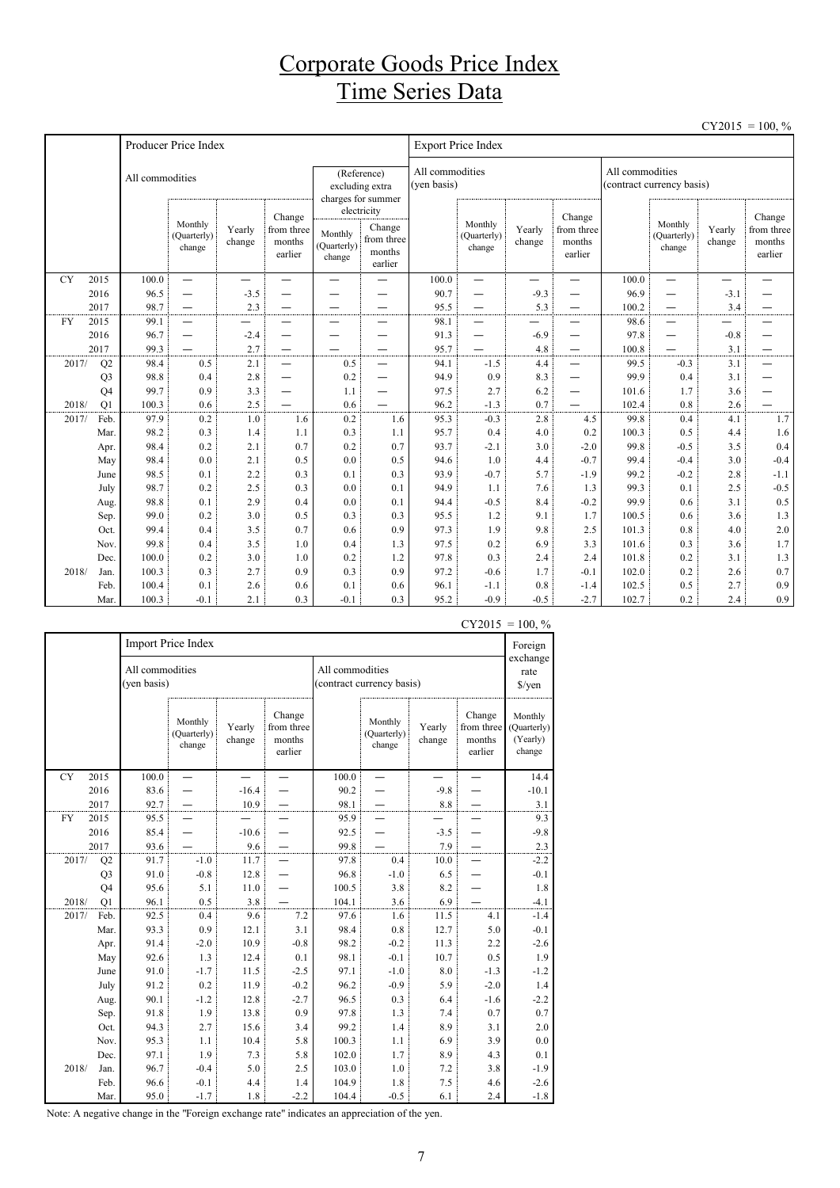# Corporate Goods Price Index
# Time Series Data

CY2015 = 100, %

| | | Producer Price Index | | | | | | Export Price Index | | | | | | | |
|---|---|---|---|---|---|---|---|---|---|---|---|---|---|---|---|
| | | All commodities | | | | (Reference) excluding extra charges for summer electricity | | All commodities (yen basis) | | | | All commodities (contract currency basis) | | | |
| | | | Monthly (Quarterly) change | Yearly change | Change from three months earlier | Monthly (Quarterly) change | Change from three months earlier | | Monthly (Quarterly) change | Yearly change | Change from three months earlier | | Monthly (Quarterly) change | Yearly change | Change from three months earlier |
| CY | 2015 | 100.0 | — | — | — | — | — | 100.0 | — | — | — | 100.0 | — | — | — |
| | 2016 | 96.5 | — | -3.5 | — | — | — | 90.7 | — | -9.3 | — | 96.9 | — | -3.1 | — |
| | 2017 | 98.7 | — | 2.3 | — | — | — | 95.5 | — | 5.3 | — | 100.2 | — | 3.4 | — |
| FY | 2015 | 99.1 | — | — | — | — | — | 98.1 | — | — | — | 98.6 | — | — | — |
| | 2016 | 96.7 | — | -2.4 | — | — | — | 91.3 | — | -6.9 | — | 97.8 | — | -0.8 | — |
| | 2017 | 99.3 | — | 2.7 | — | — | — | 95.7 | — | 4.8 | — | 100.8 | — | 3.1 | — |
| 2017/ | Q2 | 98.4 | 0.5 | 2.1 | — | 0.5 | — | 94.1 | -1.5 | 4.4 | — | 99.5 | -0.3 | 3.1 | — |
| | Q3 | 98.8 | 0.4 | 2.8 | — | 0.2 | — | 94.9 | 0.9 | 8.3 | — | 99.9 | 0.4 | 3.1 | — |
| | Q4 | 99.7 | 0.9 | 3.3 | — | 1.1 | — | 97.5 | 2.7 | 6.2 | — | 101.6 | 1.7 | 3.6 | — |
| 2018/ | Q1 | 100.3 | 0.6 | 2.5 | — | 0.6 | — | 96.2 | -1.3 | 0.7 | — | 102.4 | 0.8 | 2.6 | — |
| 2017/ | Feb. | 97.9 | 0.2 | 1.0 | 1.6 | 0.2 | 1.6 | 95.3 | -0.3 | 2.8 | 4.5 | 99.8 | 0.4 | 4.1 | 1.7 |
| | Mar. | 98.2 | 0.3 | 1.4 | 1.1 | 0.3 | 1.1 | 95.7 | 0.4 | 4.0 | 0.2 | 100.3 | 0.5 | 4.4 | 1.6 |
| | Apr. | 98.4 | 0.2 | 2.1 | 0.7 | 0.2 | 0.7 | 93.7 | -2.1 | 3.0 | -2.0 | 99.8 | -0.5 | 3.5 | 0.4 |
| | May | 98.4 | 0.0 | 2.1 | 0.5 | 0.0 | 0.5 | 94.6 | 1.0 | 4.4 | -0.7 | 99.4 | -0.4 | 3.0 | -0.4 |
| | June | 98.5 | 0.1 | 2.2 | 0.3 | 0.1 | 0.3 | 93.9 | -0.7 | 5.7 | -1.9 | 99.2 | -0.2 | 2.8 | -1.1 |
| | July | 98.7 | 0.2 | 2.5 | 0.3 | 0.0 | 0.1 | 94.9 | 1.1 | 7.6 | 1.3 | 99.3 | 0.1 | 2.5 | -0.5 |
| | Aug. | 98.8 | 0.1 | 2.9 | 0.4 | 0.0 | 0.1 | 94.4 | -0.5 | 8.4 | -0.2 | 99.9 | 0.6 | 3.1 | 0.5 |
| | Sep. | 99.0 | 0.2 | 3.0 | 0.5 | 0.3 | 0.3 | 95.5 | 1.2 | 9.1 | 1.7 | 100.5 | 0.6 | 3.6 | 1.3 |
| | Oct. | 99.4 | 0.4 | 3.5 | 0.7 | 0.6 | 0.9 | 97.3 | 1.9 | 9.8 | 2.5 | 101.3 | 0.8 | 4.0 | 2.0 |
| | Nov. | 99.8 | 0.4 | 3.5 | 1.0 | 0.4 | 1.3 | 97.5 | 0.2 | 6.9 | 3.3 | 101.6 | 0.3 | 3.6 | 1.7 |
| | Dec. | 100.0 | 0.2 | 3.0 | 1.0 | 0.2 | 1.2 | 97.8 | 0.3 | 2.4 | 2.4 | 101.8 | 0.2 | 3.1 | 1.3 |
| 2018/ | Jan. | 100.3 | 0.3 | 2.7 | 0.9 | 0.3 | 0.9 | 97.2 | -0.6 | 1.7 | -0.1 | 102.0 | 0.2 | 2.6 | 0.7 |
| | Feb. | 100.4 | 0.1 | 2.6 | 0.6 | 0.1 | 0.6 | 96.1 | -1.1 | 0.8 | -1.4 | 102.5 | 0.5 | 2.7 | 0.9 |
| | Mar. | 100.3 | -0.1 | 2.1 | 0.3 | -0.1 | 0.3 | 95.2 | -0.9 | -0.5 | -2.7 | 102.7 | 0.2 | 2.4 | 0.9 |

CY2015 = 100, %

| | | Import Price Index | | | | | | | | Foreign exchange rate $/yen |
|---|---|---|---|---|---|---|---|---|---|---|
| | | All commodities (yen basis) | | | | All commodities (contract currency basis) | | | | |
| | | | Monthly (Quarterly) change | Yearly change | Change from three months earlier | | Monthly (Quarterly) change | Yearly change | Change from three months earlier | Monthly (Quarterly) (Yearly) change |
| CY | 2015 | 100.0 | — | — | — | 100.0 | — | — | — | 14.4 |
| | 2016 | 83.6 | — | -16.4 | — | 90.2 | — | -9.8 | — | -10.1 |
| | 2017 | 92.7 | — | 10.9 | — | 98.1 | — | 8.8 | — | 3.1 |
| FY | 2015 | 95.5 | — | — | — | 95.9 | — | — | — | 9.3 |
| | 2016 | 85.4 | — | -10.6 | — | 92.5 | — | -3.5 | — | -9.8 |
| | 2017 | 93.6 | — | 9.6 | — | 99.8 | — | 7.9 | — | 2.3 |
| 2017/ | Q2 | 91.7 | -1.0 | 11.7 | — | 97.8 | 0.4 | 10.0 | — | -2.2 |
| | Q3 | 91.0 | -0.8 | 12.8 | — | 96.8 | -1.0 | 6.5 | — | -0.1 |
| | Q4 | 95.6 | 5.1 | 11.0 | — | 100.5 | 3.8 | 8.2 | — | 1.8 |
| 2018/ | Q1 | 96.1 | 0.5 | 3.8 | — | 104.1 | 3.6 | 6.9 | — | -4.1 |
| 2017/ | Feb. | 92.5 | 0.4 | 9.6 | 7.2 | 97.6 | 1.6 | 11.5 | 4.1 | -1.4 |
| | Mar. | 93.3 | 0.9 | 12.1 | 3.1 | 98.4 | 0.8 | 12.7 | 5.0 | -0.1 |
| | Apr. | 91.4 | -2.0 | 10.9 | -0.8 | 98.2 | -0.2 | 11.3 | 2.2 | -2.6 |
| | May | 92.6 | 1.3 | 12.4 | 0.1 | 98.1 | -0.1 | 10.7 | 0.5 | 1.9 |
| | June | 91.0 | -1.7 | 11.5 | -2.5 | 97.1 | -1.0 | 8.0 | -1.3 | -1.2 |
| | July | 91.2 | 0.2 | 11.9 | -0.2 | 96.2 | -0.9 | 5.9 | -2.0 | 1.4 |
| | Aug. | 90.1 | -1.2 | 12.8 | -2.7 | 96.5 | 0.3 | 6.4 | -1.6 | -2.2 |
| | Sep. | 91.8 | 1.9 | 13.8 | 0.9 | 97.8 | 1.3 | 7.4 | 0.7 | 0.7 |
| | Oct. | 94.3 | 2.7 | 15.6 | 3.4 | 99.2 | 1.4 | 8.9 | 3.1 | 2.0 |
| | Nov. | 95.3 | 1.1 | 10.4 | 5.8 | 100.3 | 1.1 | 6.9 | 3.9 | 0.0 |
| | Dec. | 97.1 | 1.9 | 7.3 | 5.8 | 102.0 | 1.7 | 8.9 | 4.3 | 0.1 |
| 2018/ | Jan. | 96.7 | -0.4 | 5.0 | 2.5 | 103.0 | 1.0 | 7.2 | 3.8 | -1.9 |
| | Feb. | 96.6 | -0.1 | 4.4 | 1.4 | 104.9 | 1.8 | 7.5 | 4.6 | -2.6 |
| | Mar. | 95.0 | -1.7 | 1.8 | -2.2 | 104.4 | -0.5 | 6.1 | 2.4 | -1.8 |

Note: A negative change in the "Foreign exchange rate" indicates an appreciation of the yen.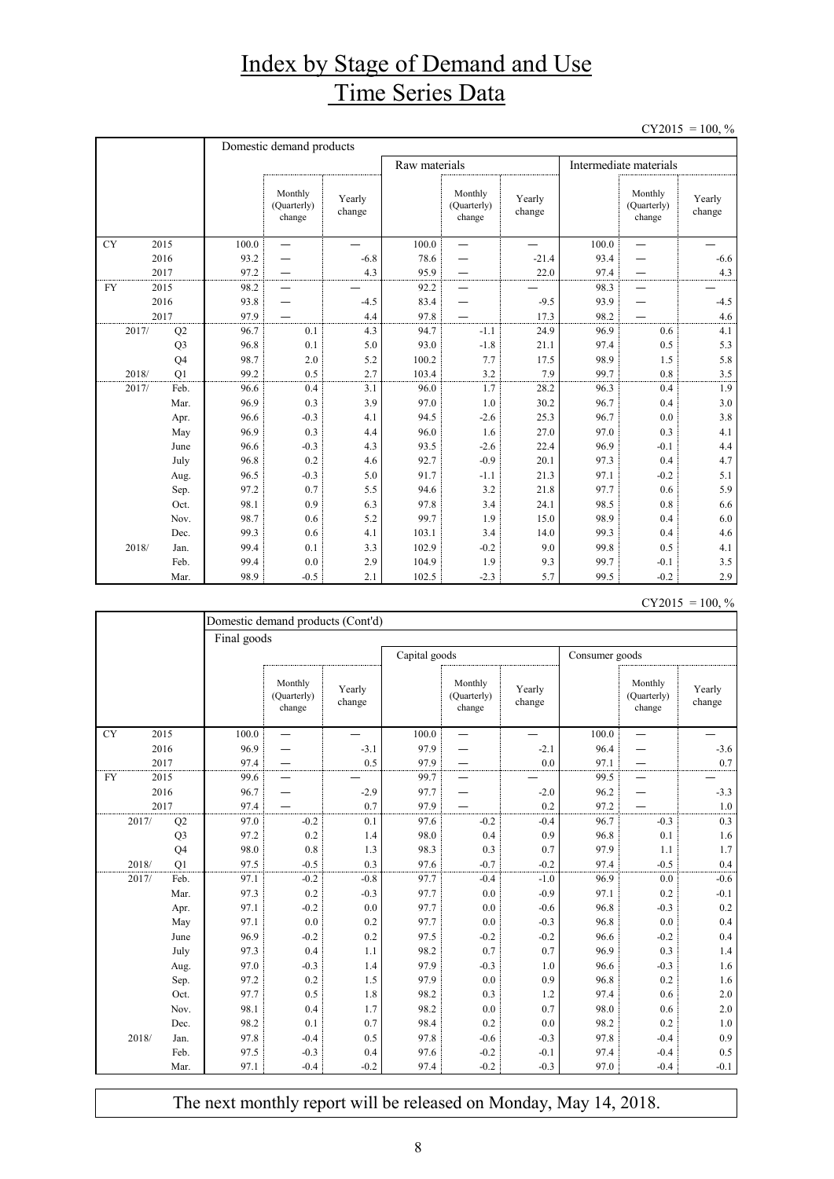# Index by Stage of Demand and Use Time Series Data

CY2015 = 100, %

| | | Domestic demand products | | | | | | | | |
|---|---|---|---|---|---|---|---|---|---|---|
| | | | | | Raw materials | | | Intermediate materials | | |
| | | | Monthly (Quarterly) change | Yearly change | | Monthly (Quarterly) change | Yearly change | | Monthly (Quarterly) change | Yearly change |
| CY | 2015 | 100.0 | — | — | 100.0 | — | — | 100.0 | — | — |
| | 2016 | 93.2 | — | -6.8 | 78.6 | — | -21.4 | 93.4 | — | -6.6 |
| | 2017 | 97.2 | — | 4.3 | 95.9 | — | 22.0 | 97.4 | — | 4.3 |
| FY | 2015 | 98.2 | — | — | 92.2 | — | — | 98.3 | — | — |
| | 2016 | 93.8 | — | -4.5 | 83.4 | — | -9.5 | 93.9 | — | -4.5 |
| | 2017 | 97.9 | — | 4.4 | 97.8 | — | 17.3 | 98.2 | — | 4.6 |
| 2017/ | Q2 | 96.7 | 0.1 | 4.3 | 94.7 | -1.1 | 24.9 | 96.9 | 0.6 | 4.1 |
| | Q3 | 96.8 | 0.1 | 5.0 | 93.0 | -1.8 | 21.1 | 97.4 | 0.5 | 5.3 |
| | Q4 | 98.7 | 2.0 | 5.2 | 100.2 | 7.7 | 17.5 | 98.9 | 1.5 | 5.8 |
| 2018/ | Q1 | 99.2 | 0.5 | 2.7 | 103.4 | 3.2 | 7.9 | 99.7 | 0.8 | 3.5 |
| 2017/ | Feb. | 96.6 | 0.4 | 3.1 | 96.0 | 1.7 | 28.2 | 96.3 | 0.4 | 1.9 |
| | Mar. | 96.9 | 0.3 | 3.9 | 97.0 | 1.0 | 30.2 | 96.7 | 0.4 | 3.0 |
| | Apr. | 96.6 | -0.3 | 4.1 | 94.5 | -2.6 | 25.3 | 96.7 | 0.0 | 3.8 |
| | May | 96.9 | 0.3 | 4.4 | 96.0 | 1.6 | 27.0 | 97.0 | 0.3 | 4.1 |
| | June | 96.6 | -0.3 | 4.3 | 93.5 | -2.6 | 22.4 | 96.9 | -0.1 | 4.4 |
| | July | 96.8 | 0.2 | 4.6 | 92.7 | -0.9 | 20.1 | 97.3 | 0.4 | 4.7 |
| | Aug. | 96.5 | -0.3 | 5.0 | 91.7 | -1.1 | 21.3 | 97.1 | -0.2 | 5.1 |
| | Sep. | 97.2 | 0.7 | 5.5 | 94.6 | 3.2 | 21.8 | 97.7 | 0.6 | 5.9 |
| | Oct. | 98.1 | 0.9 | 6.3 | 97.8 | 3.4 | 24.1 | 98.5 | 0.8 | 6.6 |
| | Nov. | 98.7 | 0.6 | 5.2 | 99.7 | 1.9 | 15.0 | 98.9 | 0.4 | 6.0 |
| | Dec. | 99.3 | 0.6 | 4.1 | 103.1 | 3.4 | 14.0 | 99.3 | 0.4 | 4.6 |
| 2018/ | Jan. | 99.4 | 0.1 | 3.3 | 102.9 | -0.2 | 9.0 | 99.8 | 0.5 | 4.1 |
| | Feb. | 99.4 | 0.0 | 2.9 | 104.9 | 1.9 | 9.3 | 99.7 | -0.1 | 3.5 |
| | Mar. | 98.9 | -0.5 | 2.1 | 102.5 | -2.3 | 5.7 | 99.5 | -0.2 | 2.9 |

CY2015 = 100, %

| | | Domestic demand products (Cont'd) | | | | | | | | |
|---|---|---|---|---|---|---|---|---|---|---|
| | | Final goods | | | | | | | | |
| | | | | | Capital goods | | | Consumer goods | | |
| | | | Monthly (Quarterly) change | Yearly change | | Monthly (Quarterly) change | Yearly change | | Monthly (Quarterly) change | Yearly change |
| CY | 2015 | 100.0 | — | — | 100.0 | — | — | 100.0 | — | — |
| | 2016 | 96.9 | — | -3.1 | 97.9 | — | -2.1 | 96.4 | — | -3.6 |
| | 2017 | 97.4 | — | 0.5 | 97.9 | — | 0.0 | 97.1 | — | 0.7 |
| FY | 2015 | 99.6 | — | — | 99.7 | — | — | 99.5 | — | — |
| | 2016 | 96.7 | — | -2.9 | 97.7 | — | -2.0 | 96.2 | — | -3.3 |
| | 2017 | 97.4 | — | 0.7 | 97.9 | — | 0.2 | 97.2 | — | 1.0 |
| 2017/ | Q2 | 97.0 | -0.2 | 0.1 | 97.6 | -0.2 | -0.4 | 96.7 | -0.3 | 0.3 |
| | Q3 | 97.2 | 0.2 | 1.4 | 98.0 | 0.4 | 0.9 | 96.8 | 0.1 | 1.6 |
| | Q4 | 98.0 | 0.8 | 1.3 | 98.3 | 0.3 | 0.7 | 97.9 | 1.1 | 1.7 |
| 2018/ | Q1 | 97.5 | -0.5 | 0.3 | 97.6 | -0.7 | -0.2 | 97.4 | -0.5 | 0.4 |
| 2017/ | Feb. | 97.1 | -0.2 | -0.8 | 97.7 | -0.4 | -1.0 | 96.9 | 0.0 | -0.6 |
| | Mar. | 97.3 | 0.2 | -0.3 | 97.7 | 0.0 | -0.9 | 97.1 | 0.2 | -0.1 |
| | Apr. | 97.1 | -0.2 | 0.0 | 97.7 | 0.0 | -0.6 | 96.8 | -0.3 | 0.2 |
| | May | 97.1 | 0.0 | 0.2 | 97.7 | 0.0 | -0.3 | 96.8 | 0.0 | 0.4 |
| | June | 96.9 | -0.2 | 0.2 | 97.5 | -0.2 | -0.2 | 96.6 | -0.2 | 0.4 |
| | July | 97.3 | 0.4 | 1.1 | 98.2 | 0.7 | 0.7 | 96.9 | 0.3 | 1.4 |
| | Aug. | 97.0 | -0.3 | 1.4 | 97.9 | -0.3 | 1.0 | 96.6 | -0.3 | 1.6 |
| | Sep. | 97.2 | 0.2 | 1.5 | 97.9 | 0.0 | 0.9 | 96.8 | 0.2 | 1.6 |
| | Oct. | 97.7 | 0.5 | 1.8 | 98.2 | 0.3 | 1.2 | 97.4 | 0.6 | 2.0 |
| | Nov. | 98.1 | 0.4 | 1.7 | 98.2 | 0.0 | 0.7 | 98.0 | 0.6 | 2.0 |
| | Dec. | 98.2 | 0.1 | 0.7 | 98.4 | 0.2 | 0.0 | 98.2 | 0.2 | 1.0 |
| 2018/ | Jan. | 97.8 | -0.4 | 0.5 | 97.8 | -0.6 | -0.3 | 97.8 | -0.4 | 0.9 |
| | Feb. | 97.5 | -0.3 | 0.4 | 97.6 | -0.2 | -0.1 | 97.4 | -0.4 | 0.5 |
| | Mar. | 97.1 | -0.4 | -0.2 | 97.4 | -0.2 | -0.3 | 97.0 | -0.4 | -0.1 |

The next monthly report will be released on Monday, May 14, 2018.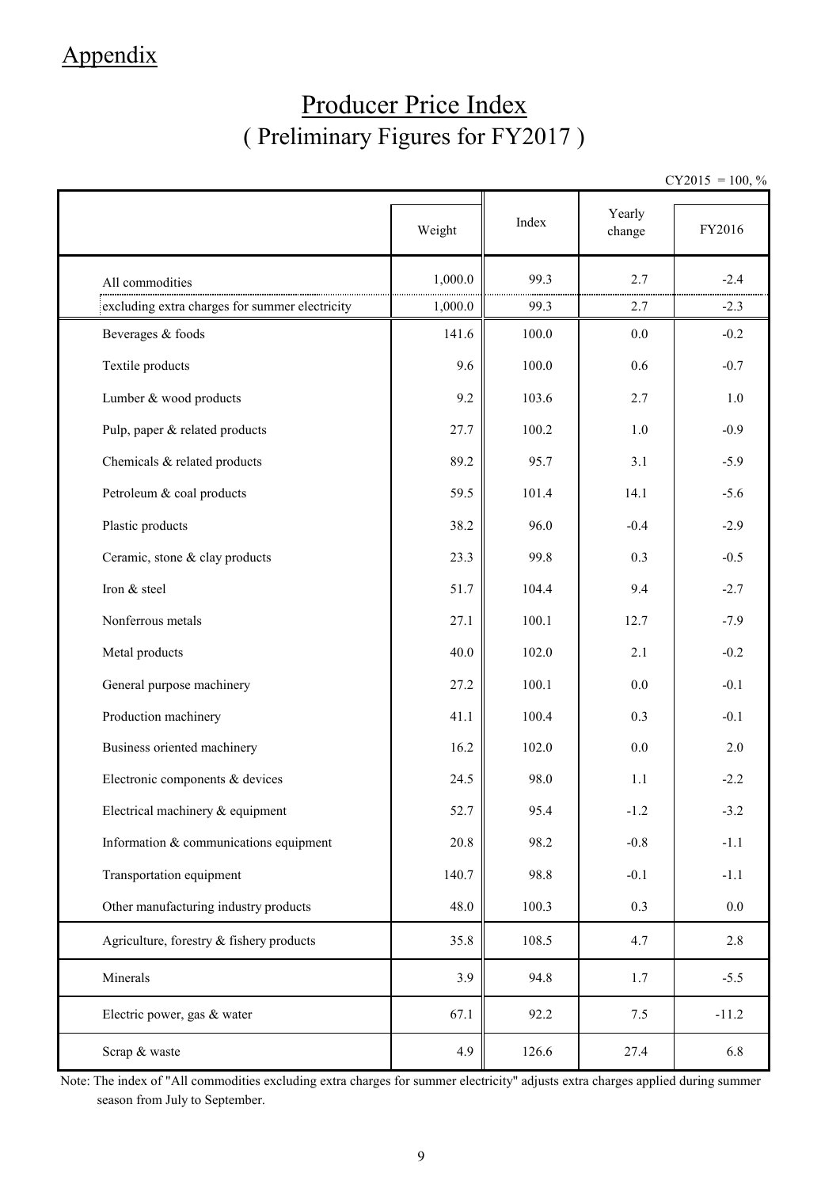# Appendix

## Producer Price Index
## ( Preliminary Figures for FY2017 )

CY2015 = 100, %

| | Weight | Index | Yearly change | FY2016 |
|---|---|---|---|---|
| All commodities | 1,000.0 | 99.3 | 2.7 | -2.4 |
| excluding extra charges for summer electricity | 1,000.0 | 99.3 | 2.7 | -2.3 |
| Beverages & foods | 141.6 | 100.0 | 0.0 | -0.2 |
| Textile products | 9.6 | 100.0 | 0.6 | -0.7 |
| Lumber & wood products | 9.2 | 103.6 | 2.7 | 1.0 |
| Pulp, paper & related products | 27.7 | 100.2 | 1.0 | -0.9 |
| Chemicals & related products | 89.2 | 95.7 | 3.1 | -5.9 |
| Petroleum & coal products | 59.5 | 101.4 | 14.1 | -5.6 |
| Plastic products | 38.2 | 96.0 | -0.4 | -2.9 |
| Ceramic, stone & clay products | 23.3 | 99.8 | 0.3 | -0.5 |
| Iron & steel | 51.7 | 104.4 | 9.4 | -2.7 |
| Nonferrous metals | 27.1 | 100.1 | 12.7 | -7.9 |
| Metal products | 40.0 | 102.0 | 2.1 | -0.2 |
| General purpose machinery | 27.2 | 100.1 | 0.0 | -0.1 |
| Production machinery | 41.1 | 100.4 | 0.3 | -0.1 |
| Business oriented machinery | 16.2 | 102.0 | 0.0 | 2.0 |
| Electronic components & devices | 24.5 | 98.0 | 1.1 | -2.2 |
| Electrical machinery & equipment | 52.7 | 95.4 | -1.2 | -3.2 |
| Information & communications equipment | 20.8 | 98.2 | -0.8 | -1.1 |
| Transportation equipment | 140.7 | 98.8 | -0.1 | -1.1 |
| Other manufacturing industry products | 48.0 | 100.3 | 0.3 | 0.0 |
| Agriculture, forestry & fishery products | 35.8 | 108.5 | 4.7 | 2.8 |
| Minerals | 3.9 | 94.8 | 1.7 | -5.5 |
| Electric power, gas & water | 67.1 | 92.2 | 7.5 | -11.2 |
| Scrap & waste | 4.9 | 126.6 | 27.4 | 6.8 |

Note: The index of "All commodities excluding extra charges for summer electricity" adjusts extra charges applied during summer season from July to September.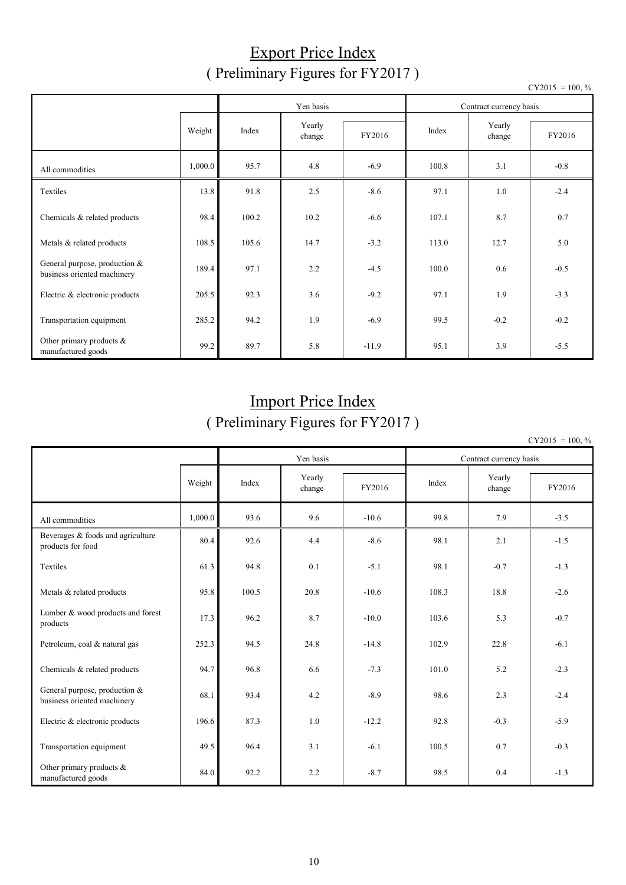# Export Price Index
## ( Preliminary Figures for FY2017 )

CY2015 = 100, %

| | Weight | Yen basis | | | Contract currency basis | | |
|---|---|---|---|---|---|---|---|
| | | Index | Yearly change | FY2016 | Index | Yearly change | FY2016 |
| All commodities | 1,000.0 | 95.7 | 4.8 | -6.9 | 100.8 | 3.1 | -0.8 |
| Textiles | 13.8 | 91.8 | 2.5 | -8.6 | 97.1 | 1.0 | -2.4 |
| Chemicals & related products | 98.4 | 100.2 | 10.2 | -6.6 | 107.1 | 8.7 | 0.7 |
| Metals & related products | 108.5 | 105.6 | 14.7 | -3.2 | 113.0 | 12.7 | 5.0 |
| General purpose, production & business oriented machinery | 189.4 | 97.1 | 2.2 | -4.5 | 100.0 | 0.6 | -0.5 |
| Electric & electronic products | 205.5 | 92.3 | 3.6 | -9.2 | 97.1 | 1.9 | -3.3 |
| Transportation equipment | 285.2 | 94.2 | 1.9 | -6.9 | 99.5 | -0.2 | -0.2 |
| Other primary products & manufactured goods | 99.2 | 89.7 | 5.8 | -11.9 | 95.1 | 3.9 | -5.5 |

# Import Price Index
## ( Preliminary Figures for FY2017 )

CY2015 = 100, %

| | Weight | Yen basis | | | Contract currency basis | | |
|---|---|---|---|---|---|---|---|
| | | Index | Yearly change | FY2016 | Index | Yearly change | FY2016 |
| All commodities | 1,000.0 | 93.6 | 9.6 | -10.6 | 99.8 | 7.9 | -3.5 |
| Beverages & foods and agriculture products for food | 80.4 | 92.6 | 4.4 | -8.6 | 98.1 | 2.1 | -1.5 |
| Textiles | 61.3 | 94.8 | 0.1 | -5.1 | 98.1 | -0.7 | -1.3 |
| Metals & related products | 95.8 | 100.5 | 20.8 | -10.6 | 108.3 | 18.8 | -2.6 |
| Lumber & wood products and forest products | 17.3 | 96.2 | 8.7 | -10.0 | 103.6 | 5.3 | -0.7 |
| Petroleum, coal & natural gas | 252.3 | 94.5 | 24.8 | -14.8 | 102.9 | 22.8 | -6.1 |
| Chemicals & related products | 94.7 | 96.8 | 6.6 | -7.3 | 101.0 | 5.2 | -2.3 |
| General purpose, production & business oriented machinery | 68.1 | 93.4 | 4.2 | -8.9 | 98.6 | 2.3 | -2.4 |
| Electric & electronic products | 196.6 | 87.3 | 1.0 | -12.2 | 92.8 | -0.3 | -5.9 |
| Transportation equipment | 49.5 | 96.4 | 3.1 | -6.1 | 100.5 | 0.7 | -0.3 |
| Other primary products & manufactured goods | 84.0 | 92.2 | 2.2 | -8.7 | 98.5 | 0.4 | -1.3 |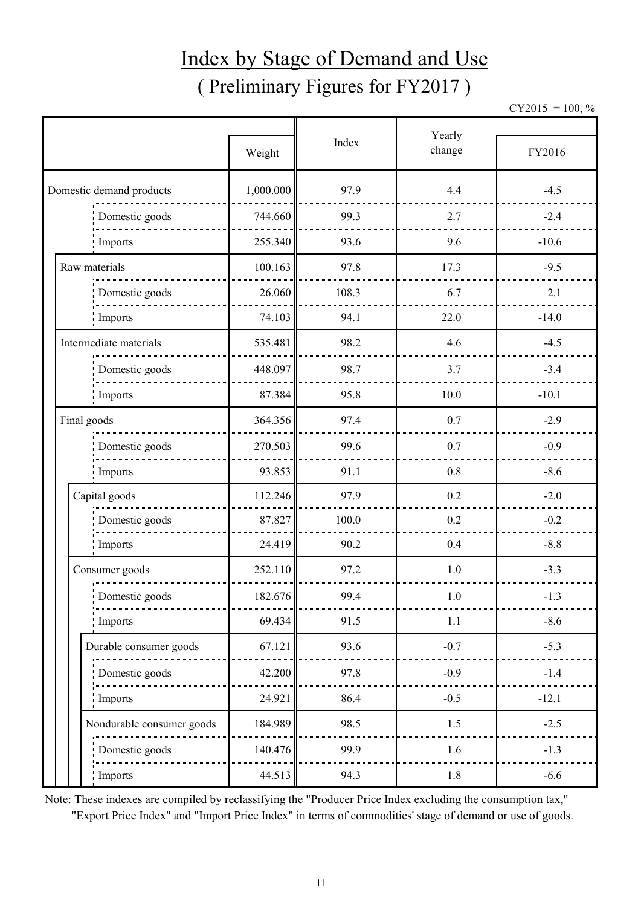# Index by Stage of Demand and Use

## ( Preliminary Figures for FY2017 )

CY2015 = 100, %

| | Weight | Index | Yearly change | |
|---|---|---|---|---|
| | | | | FY2016 |
| Domestic demand products | 1,000.000 | 97.9 | 4.4 | -4.5 |
| Domestic goods | 744.660 | 99.3 | 2.7 | -2.4 |
| Imports | 255.340 | 93.6 | 9.6 | -10.6 |
| Raw materials | 100.163 | 97.8 | 17.3 | -9.5 |
| Domestic goods | 26.060 | 108.3 | 6.7 | 2.1 |
| Imports | 74.103 | 94.1 | 22.0 | -14.0 |
| Intermediate materials | 535.481 | 98.2 | 4.6 | -4.5 |
| Domestic goods | 448.097 | 98.7 | 3.7 | -3.4 |
| Imports | 87.384 | 95.8 | 10.0 | -10.1 |
| Final goods | 364.356 | 97.4 | 0.7 | -2.9 |
| Domestic goods | 270.503 | 99.6 | 0.7 | -0.9 |
| Imports | 93.853 | 91.1 | 0.8 | -8.6 |
| Capital goods | 112.246 | 97.9 | 0.2 | -2.0 |
| Domestic goods | 87.827 | 100.0 | 0.2 | -0.2 |
| Imports | 24.419 | 90.2 | 0.4 | -8.8 |
| Consumer goods | 252.110 | 97.2 | 1.0 | -3.3 |
| Domestic goods | 182.676 | 99.4 | 1.0 | -1.3 |
| Imports | 69.434 | 91.5 | 1.1 | -8.6 |
| Durable consumer goods | 67.121 | 93.6 | -0.7 | -5.3 |
| Domestic goods | 42.200 | 97.8 | -0.9 | -1.4 |
| Imports | 24.921 | 86.4 | -0.5 | -12.1 |
| Nondurable consumer goods | 184.989 | 98.5 | 1.5 | -2.5 |
| Domestic goods | 140.476 | 99.9 | 1.6 | -1.3 |
| Imports | 44.513 | 94.3 | 1.8 | -6.6 |

Note: These indexes are compiled by reclassifying the "Producer Price Index excluding the consumption tax," "Export Price Index" and "Import Price Index" in terms of commodities' stage of demand or use of goods.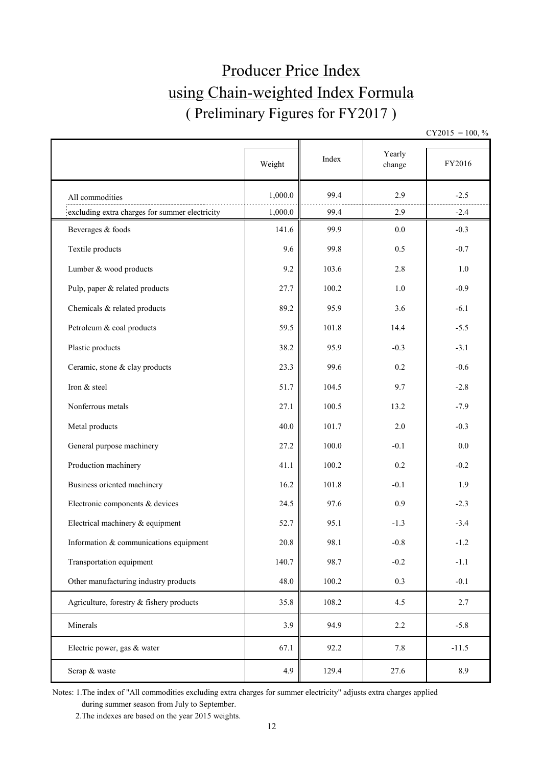# Producer Price Index using Chain-weighted Index Formula

## ( Preliminary Figures for FY2017 )

CY2015 = 100, %

| | Weight | Index | Yearly change | FY2016 |
|---|---|---|---|---|
| All commodities | 1,000.0 | 99.4 | 2.9 | -2.5 |
| excluding extra charges for summer electricity | 1,000.0 | 99.4 | 2.9 | -2.4 |
| Beverages & foods | 141.6 | 99.9 | 0.0 | -0.3 |
| Textile products | 9.6 | 99.8 | 0.5 | -0.7 |
| Lumber & wood products | 9.2 | 103.6 | 2.8 | 1.0 |
| Pulp, paper & related products | 27.7 | 100.2 | 1.0 | -0.9 |
| Chemicals & related products | 89.2 | 95.9 | 3.6 | -6.1 |
| Petroleum & coal products | 59.5 | 101.8 | 14.4 | -5.5 |
| Plastic products | 38.2 | 95.9 | -0.3 | -3.1 |
| Ceramic, stone & clay products | 23.3 | 99.6 | 0.2 | -0.6 |
| Iron & steel | 51.7 | 104.5 | 9.7 | -2.8 |
| Nonferrous metals | 27.1 | 100.5 | 13.2 | -7.9 |
| Metal products | 40.0 | 101.7 | 2.0 | -0.3 |
| General purpose machinery | 27.2 | 100.0 | -0.1 | 0.0 |
| Production machinery | 41.1 | 100.2 | 0.2 | -0.2 |
| Business oriented machinery | 16.2 | 101.8 | -0.1 | 1.9 |
| Electronic components & devices | 24.5 | 97.6 | 0.9 | -2.3 |
| Electrical machinery & equipment | 52.7 | 95.1 | -1.3 | -3.4 |
| Information & communications equipment | 20.8 | 98.1 | -0.8 | -1.2 |
| Transportation equipment | 140.7 | 98.7 | -0.2 | -1.1 |
| Other manufacturing industry products | 48.0 | 100.2 | 0.3 | -0.1 |
| Agriculture, forestry & fishery products | 35.8 | 108.2 | 4.5 | 2.7 |
| Minerals | 3.9 | 94.9 | 2.2 | -5.8 |
| Electric power, gas & water | 67.1 | 92.2 | 7.8 | -11.5 |
| Scrap & waste | 4.9 | 129.4 | 27.6 | 8.9 |

Notes: 1.The index of "All commodities excluding extra charges for summer electricity" adjusts extra charges applied during summer season from July to September.

2.The indexes are based on the year 2015 weights.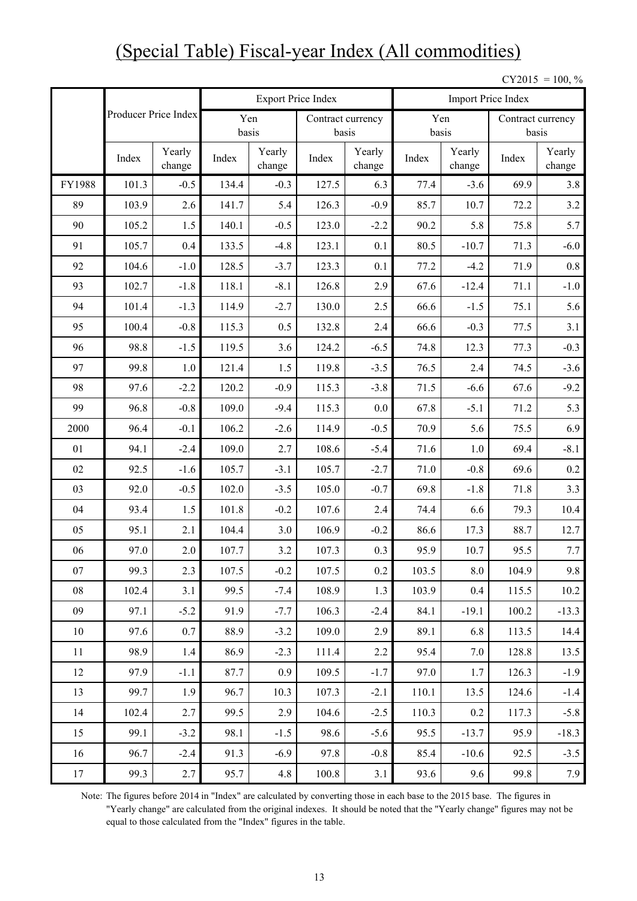# (Special Table) Fiscal-year Index (All commodities)

CY2015 = 100, %

| | Producer Price Index | | Export Price Index | | | | Import Price Index | | | |
|---|---|---|---|---|---|---|---|---|---|---|
| | | | Yen basis | | Contract currency basis | | Yen basis | | Contract currency basis | |
| | Index | Yearly change | Index | Yearly change | Index | Yearly change | Index | Yearly change | Index | Yearly change |
| FY1988 | 101.3 | -0.5 | 134.4 | -0.3 | 127.5 | 6.3 | 77.4 | -3.6 | 69.9 | 3.8 |
| 89 | 103.9 | 2.6 | 141.7 | 5.4 | 126.3 | -0.9 | 85.7 | 10.7 | 72.2 | 3.2 |
| 90 | 105.2 | 1.5 | 140.1 | -0.5 | 123.0 | -2.2 | 90.2 | 5.8 | 75.8 | 5.7 |
| 91 | 105.7 | 0.4 | 133.5 | -4.8 | 123.1 | 0.1 | 80.5 | -10.7 | 71.3 | -6.0 |
| 92 | 104.6 | -1.0 | 128.5 | -3.7 | 123.3 | 0.1 | 77.2 | -4.2 | 71.9 | 0.8 |
| 93 | 102.7 | -1.8 | 118.1 | -8.1 | 126.8 | 2.9 | 67.6 | -12.4 | 71.1 | -1.0 |
| 94 | 101.4 | -1.3 | 114.9 | -2.7 | 130.0 | 2.5 | 66.6 | -1.5 | 75.1 | 5.6 |
| 95 | 100.4 | -0.8 | 115.3 | 0.5 | 132.8 | 2.4 | 66.6 | -0.3 | 77.5 | 3.1 |
| 96 | 98.8 | -1.5 | 119.5 | 3.6 | 124.2 | -6.5 | 74.8 | 12.3 | 77.3 | -0.3 |
| 97 | 99.8 | 1.0 | 121.4 | 1.5 | 119.8 | -3.5 | 76.5 | 2.4 | 74.5 | -3.6 |
| 98 | 97.6 | -2.2 | 120.2 | -0.9 | 115.3 | -3.8 | 71.5 | -6.6 | 67.6 | -9.2 |
| 99 | 96.8 | -0.8 | 109.0 | -9.4 | 115.3 | 0.0 | 67.8 | -5.1 | 71.2 | 5.3 |
| 2000 | 96.4 | -0.1 | 106.2 | -2.6 | 114.9 | -0.5 | 70.9 | 5.6 | 75.5 | 6.9 |
| 01 | 94.1 | -2.4 | 109.0 | 2.7 | 108.6 | -5.4 | 71.6 | 1.0 | 69.4 | -8.1 |
| 02 | 92.5 | -1.6 | 105.7 | -3.1 | 105.7 | -2.7 | 71.0 | -0.8 | 69.6 | 0.2 |
| 03 | 92.0 | -0.5 | 102.0 | -3.5 | 105.0 | -0.7 | 69.8 | -1.8 | 71.8 | 3.3 |
| 04 | 93.4 | 1.5 | 101.8 | -0.2 | 107.6 | 2.4 | 74.4 | 6.6 | 79.3 | 10.4 |
| 05 | 95.1 | 2.1 | 104.4 | 3.0 | 106.9 | -0.2 | 86.6 | 17.3 | 88.7 | 12.7 |
| 06 | 97.0 | 2.0 | 107.7 | 3.2 | 107.3 | 0.3 | 95.9 | 10.7 | 95.5 | 7.7 |
| 07 | 99.3 | 2.3 | 107.5 | -0.2 | 107.5 | 0.2 | 103.5 | 8.0 | 104.9 | 9.8 |
| 08 | 102.4 | 3.1 | 99.5 | -7.4 | 108.9 | 1.3 | 103.9 | 0.4 | 115.5 | 10.2 |
| 09 | 97.1 | -5.2 | 91.9 | -7.7 | 106.3 | -2.4 | 84.1 | -19.1 | 100.2 | -13.3 |
| 10 | 97.6 | 0.7 | 88.9 | -3.2 | 109.0 | 2.9 | 89.1 | 6.8 | 113.5 | 14.4 |
| 11 | 98.9 | 1.4 | 86.9 | -2.3 | 111.4 | 2.2 | 95.4 | 7.0 | 128.8 | 13.5 |
| 12 | 97.9 | -1.1 | 87.7 | 0.9 | 109.5 | -1.7 | 97.0 | 1.7 | 126.3 | -1.9 |
| 13 | 99.7 | 1.9 | 96.7 | 10.3 | 107.3 | -2.1 | 110.1 | 13.5 | 124.6 | -1.4 |
| 14 | 102.4 | 2.7 | 99.5 | 2.9 | 104.6 | -2.5 | 110.3 | 0.2 | 117.3 | -5.8 |
| 15 | 99.1 | -3.2 | 98.1 | -1.5 | 98.6 | -5.6 | 95.5 | -13.7 | 95.9 | -18.3 |
| 16 | 96.7 | -2.4 | 91.3 | -6.9 | 97.8 | -0.8 | 85.4 | -10.6 | 92.5 | -3.5 |
| 17 | 99.3 | 2.7 | 95.7 | 4.8 | 100.8 | 3.1 | 93.6 | 9.6 | 99.8 | 7.9 |

Note: The figures before 2014 in "Index" are calculated by converting those in each base to the 2015 base. The figures in "Yearly change" are calculated from the original indexes. It should be noted that the "Yearly change" figures may not be equal to those calculated from the "Index" figures in the table.